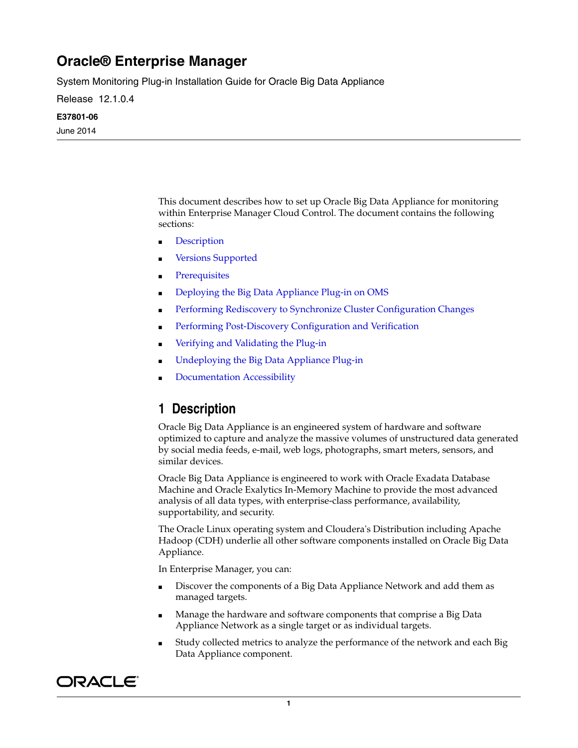# Oracle® Enterprise Manager

System Monitoring Plug-in Installation Guide for Oracle Big Data Appliance

Release 12.1.0.4

**E37801-06**

June 2014

This document describes how to set up Oracle Big Data Appliance for monitoring within Enterprise Manager Cloud Control. The document contains the following sections:

- Description
- Versions Supported
- Prerequisites
- Deploying the Big Data Appliance Plug-in on OMS
- Performing Rediscovery to Synchronize Cluster Configuration Changes
- Performing Post-Discovery Configuration and Verification
- Verifying and Validating the Plug-in
- Undeploying the Big Data Appliance Plug-in
- Documentation Accessibility

## 1 Description

Oracle Big Data Appliance is an engineered system of hardware and software optimized to capture and analyze the massive volumes of unstructured data generated by social media feeds, e-mail, web logs, photographs, smart meters, sensors, and similar devices.

Oracle Big Data Appliance is engineered to work with Oracle Exadata Database Machine and Oracle Exalytics In-Memory Machine to provide the most advanced analysis of all data types, with enterprise-class performance, availability, supportability, and security.

The Oracle Linux operating system and Cloudera's Distribution including Apache Hadoop (CDH) underlie all other software components installed on Oracle Big Data Appliance.

In Enterprise Manager, you can:

- Discover the components of a Big Data Appliance Network and add them as managed targets.
- Manage the hardware and software components that comprise a Big Data Appliance Network as a single target or as individual targets.
- Study collected metrics to analyze the performance of the network and each Big Data Appliance component.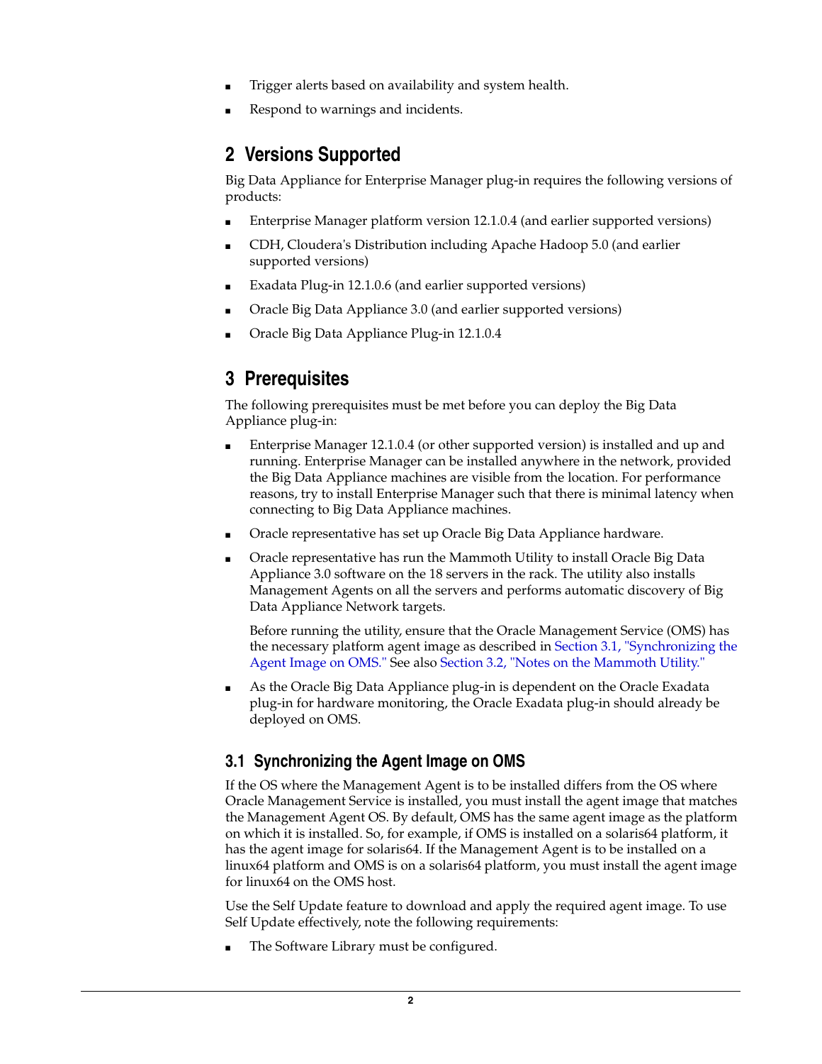- Trigger alerts based on availability and system health.
- Respond to warnings and incidents.

## 2 Versions Supported

Big Data Appliance for Enterprise Manager plug-in requires the following versions of products:

- Enterprise Manager platform version 12.1.0.4 (and earlier supported versions)
- CDH, Cloudera's Distribution including Apache Hadoop 5.0 (and earlier supported versions)
- Exadata Plug-in 12.1.0.6 (and earlier supported versions)
- Oracle Big Data Appliance 3.0 (and earlier supported versions)
- Oracle Big Data Appliance Plug-in 12.1.0.4

## 3 Prerequisites

The following prerequisites must be met before you can deploy the Big Data Appliance plug-in:

- Enterprise Manager 12.1.0.4 (or other supported version) is installed and up and running. Enterprise Manager can be installed anywhere in the network, provided the Big Data Appliance machines are visible from the location. For performance reasons, try to install Enterprise Manager such that there is minimal latency when connecting to Big Data Appliance machines.
- Oracle representative has set up Oracle Big Data Appliance hardware.
- Oracle representative has run the Mammoth Utility to install Oracle Big Data Appliance 3.0 software on the 18 servers in the rack. The utility also installs Management Agents on all the servers and performs automatic discovery of Big Data Appliance Network targets.

  Before running the utility, ensure that the Oracle Management Service (OMS) has the necessary platform agent image as described in Section 3.1, "Synchronizing the Agent Image on OMS." See also Section 3.2, "Notes on the Mammoth Utility."
- As the Oracle Big Data Appliance plug-in is dependent on the Oracle Exadata plug-in for hardware monitoring, the Oracle Exadata plug-in should already be deployed on OMS.

### 3.1 Synchronizing the Agent Image on OMS

If the OS where the Management Agent is to be installed differs from the OS where Oracle Management Service is installed, you must install the agent image that matches the Management Agent OS. By default, OMS has the same agent image as the platform on which it is installed. So, for example, if OMS is installed on a solaris64 platform, it has the agent image for solaris64. If the Management Agent is to be installed on a linux64 platform and OMS is on a solaris64 platform, you must install the agent image for linux64 on the OMS host.

Use the Self Update feature to download and apply the required agent image. To use Self Update effectively, note the following requirements:

- The Software Library must be configured.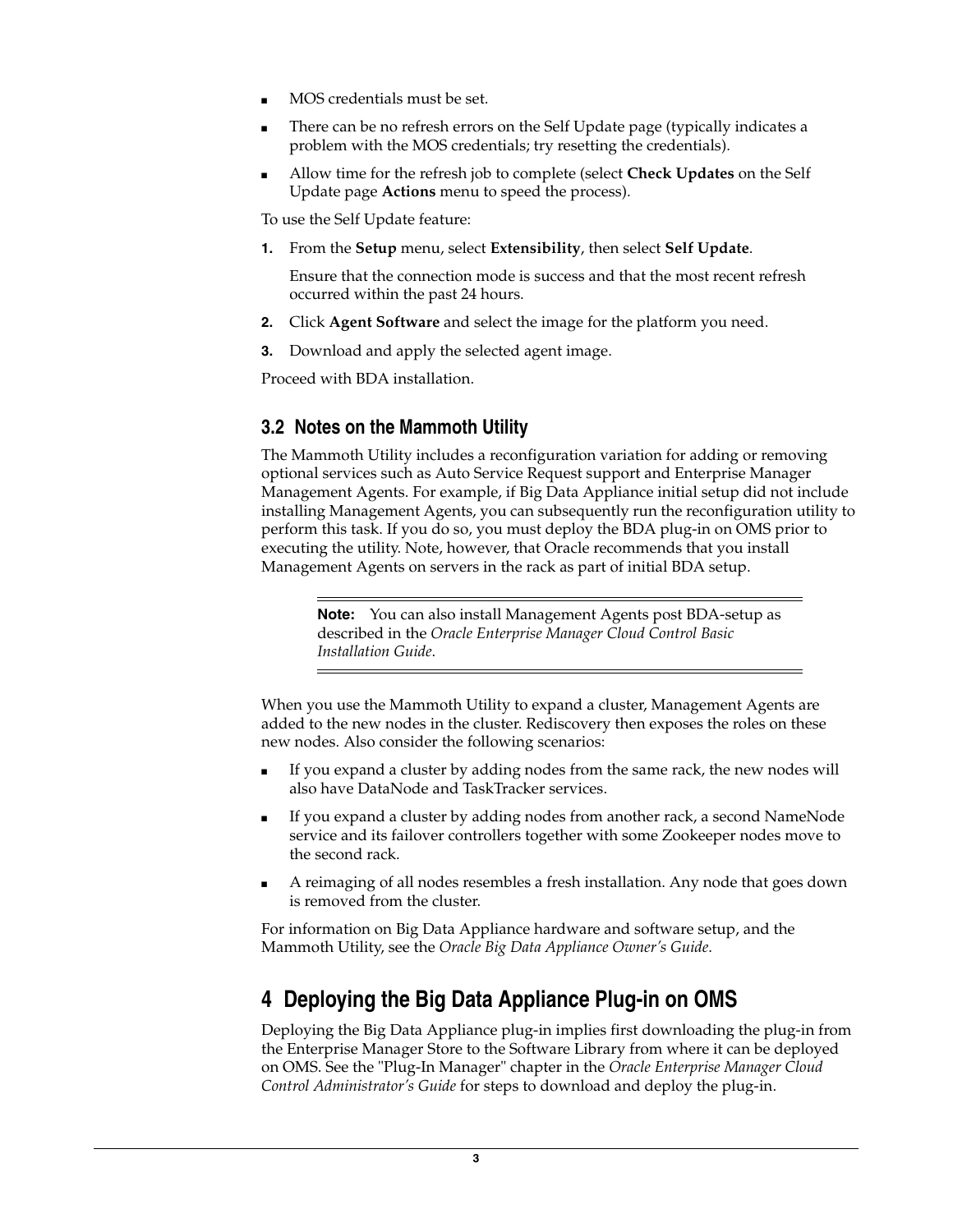- MOS credentials must be set.
- There can be no refresh errors on the Self Update page (typically indicates a problem with the MOS credentials; try resetting the credentials).
- Allow time for the refresh job to complete (select **Check Updates** on the Self Update page **Actions** menu to speed the process).

To use the Self Update feature:

1. From the **Setup** menu, select **Extensibility**, then select **Self Update**.

   Ensure that the connection mode is success and that the most recent refresh occurred within the past 24 hours.

2. Click **Agent Software** and select the image for the platform you need.
3. Download and apply the selected agent image.

Proceed with BDA installation.

### 3.2 Notes on the Mammoth Utility

The Mammoth Utility includes a reconfiguration variation for adding or removing optional services such as Auto Service Request support and Enterprise Manager Management Agents. For example, if Big Data Appliance initial setup did not include installing Management Agents, you can subsequently run the reconfiguration utility to perform this task. If you do so, you must deploy the BDA plug-in on OMS prior to executing the utility. Note, however, that Oracle recommends that you install Management Agents on servers in the rack as part of initial BDA setup.

> **Note:** You can also install Management Agents post BDA-setup as described in the *Oracle Enterprise Manager Cloud Control Basic Installation Guide*.

When you use the Mammoth Utility to expand a cluster, Management Agents are added to the new nodes in the cluster. Rediscovery then exposes the roles on these new nodes. Also consider the following scenarios:

- If you expand a cluster by adding nodes from the same rack, the new nodes will also have DataNode and TaskTracker services.
- If you expand a cluster by adding nodes from another rack, a second NameNode service and its failover controllers together with some Zookeeper nodes move to the second rack.
- A reimaging of all nodes resembles a fresh installation. Any node that goes down is removed from the cluster.

For information on Big Data Appliance hardware and software setup, and the Mammoth Utility, see the *Oracle Big Data Appliance Owner's Guide*.

## 4 Deploying the Big Data Appliance Plug-in on OMS

Deploying the Big Data Appliance plug-in implies first downloading the plug-in from the Enterprise Manager Store to the Software Library from where it can be deployed on OMS. See the "Plug-In Manager" chapter in the *Oracle Enterprise Manager Cloud Control Administrator's Guide* for steps to download and deploy the plug-in.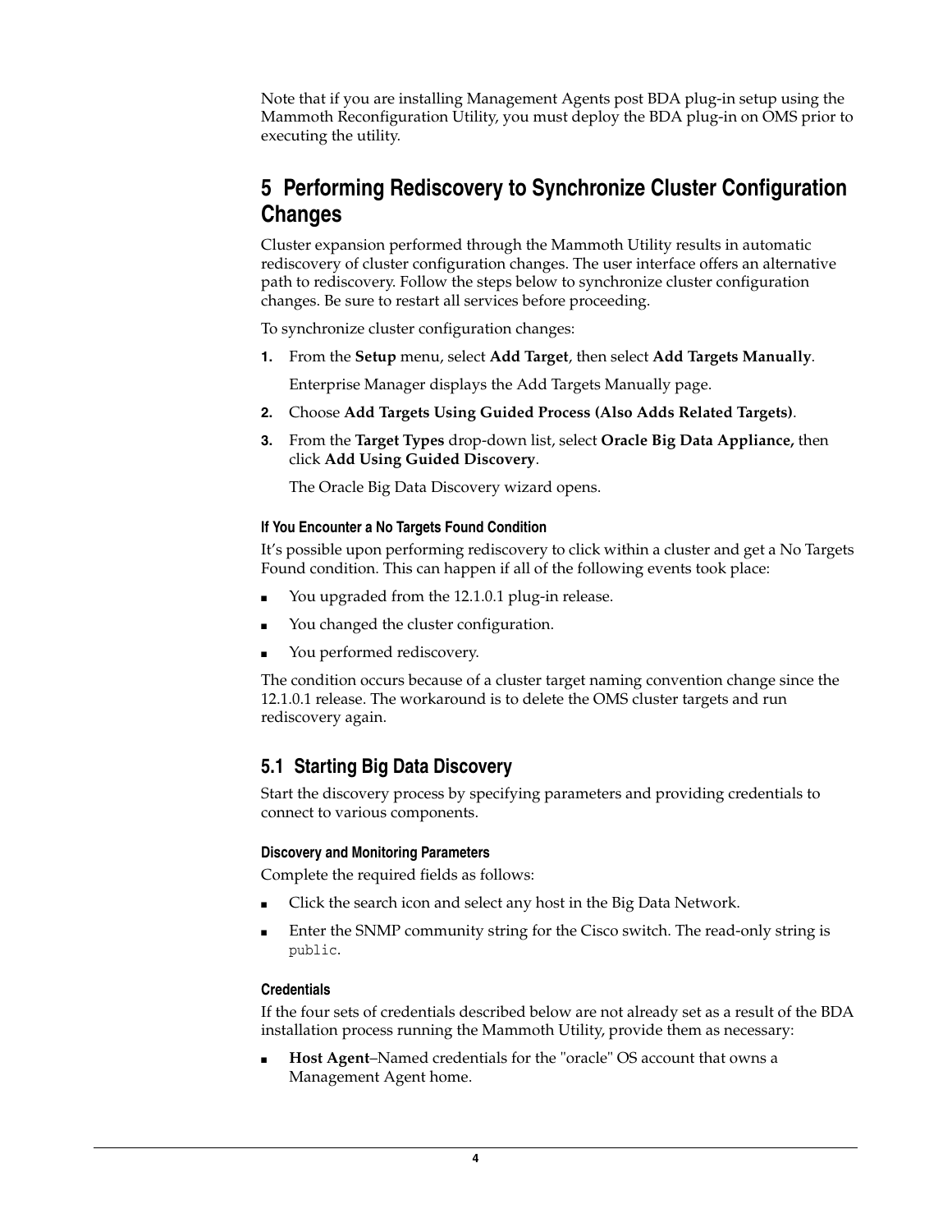Note that if you are installing Management Agents post BDA plug-in setup using the Mammoth Reconfiguration Utility, you must deploy the BDA plug-in on OMS prior to executing the utility.

# 5 Performing Rediscovery to Synchronize Cluster Configuration Changes

Cluster expansion performed through the Mammoth Utility results in automatic rediscovery of cluster configuration changes. The user interface offers an alternative path to rediscovery. Follow the steps below to synchronize cluster configuration changes. Be sure to restart all services before proceeding.

To synchronize cluster configuration changes:

1. From the **Setup** menu, select **Add Target**, then select **Add Targets Manually**.

   Enterprise Manager displays the Add Targets Manually page.

2. Choose **Add Targets Using Guided Process (Also Adds Related Targets)**.
3. From the **Target Types** drop-down list, select **Oracle Big Data Appliance,** then click **Add Using Guided Discovery**.

   The Oracle Big Data Discovery wizard opens.

### If You Encounter a No Targets Found Condition

It's possible upon performing rediscovery to click within a cluster and get a No Targets Found condition. This can happen if all of the following events took place:

- You upgraded from the 12.1.0.1 plug-in release.
- You changed the cluster configuration.
- You performed rediscovery.

The condition occurs because of a cluster target naming convention change since the 12.1.0.1 release. The workaround is to delete the OMS cluster targets and run rediscovery again.

## 5.1 Starting Big Data Discovery

Start the discovery process by specifying parameters and providing credentials to connect to various components.

### Discovery and Monitoring Parameters

Complete the required fields as follows:

- Click the search icon and select any host in the Big Data Network.
- Enter the SNMP community string for the Cisco switch. The read-only string is `public`.

### Credentials

If the four sets of credentials described below are not already set as a result of the BDA installation process running the Mammoth Utility, provide them as necessary:

- **Host Agent**–Named credentials for the "oracle" OS account that owns a Management Agent home.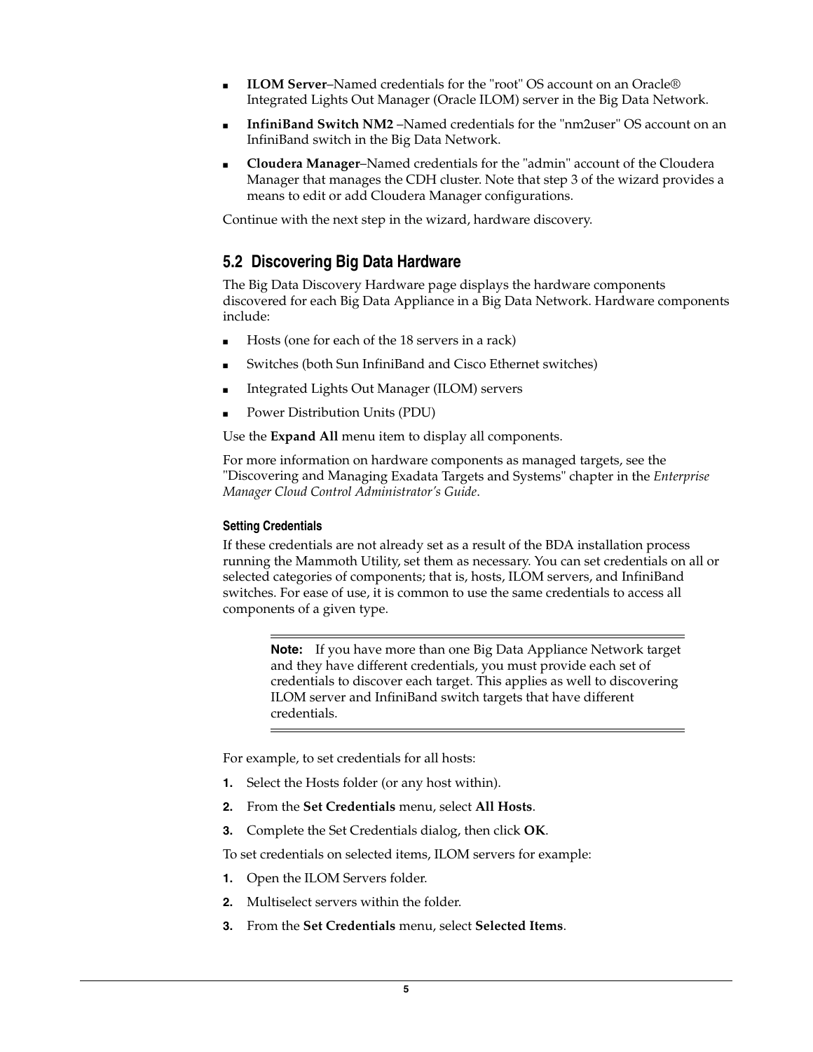- **ILOM Server**–Named credentials for the "root" OS account on an Oracle® Integrated Lights Out Manager (Oracle ILOM) server in the Big Data Network.
- **InfiniBand Switch NM2** –Named credentials for the "nm2user" OS account on an InfiniBand switch in the Big Data Network.
- **Cloudera Manager**–Named credentials for the "admin" account of the Cloudera Manager that manages the CDH cluster. Note that step 3 of the wizard provides a means to edit or add Cloudera Manager configurations.

Continue with the next step in the wizard, hardware discovery.

## 5.2 Discovering Big Data Hardware

The Big Data Discovery Hardware page displays the hardware components discovered for each Big Data Appliance in a Big Data Network. Hardware components include:

- Hosts (one for each of the 18 servers in a rack)
- Switches (both Sun InfiniBand and Cisco Ethernet switches)
- Integrated Lights Out Manager (ILOM) servers
- Power Distribution Units (PDU)

Use the **Expand All** menu item to display all components.

For more information on hardware components as managed targets, see the "Discovering and Managing Exadata Targets and Systems" chapter in the *Enterprise Manager Cloud Control Administrator's Guide*.

#### Setting Credentials

If these credentials are not already set as a result of the BDA installation process running the Mammoth Utility, set them as necessary. You can set credentials on all or selected categories of components; that is, hosts, ILOM servers, and InfiniBand switches. For ease of use, it is common to use the same credentials to access all components of a given type.

> **Note:** If you have more than one Big Data Appliance Network target and they have different credentials, you must provide each set of credentials to discover each target. This applies as well to discovering ILOM server and InfiniBand switch targets that have different credentials.

For example, to set credentials for all hosts:

1. Select the Hosts folder (or any host within).
2. From the **Set Credentials** menu, select **All Hosts**.
3. Complete the Set Credentials dialog, then click **OK**.

To set credentials on selected items, ILOM servers for example:

1. Open the ILOM Servers folder.
2. Multiselect servers within the folder.
3. From the **Set Credentials** menu, select **Selected Items**.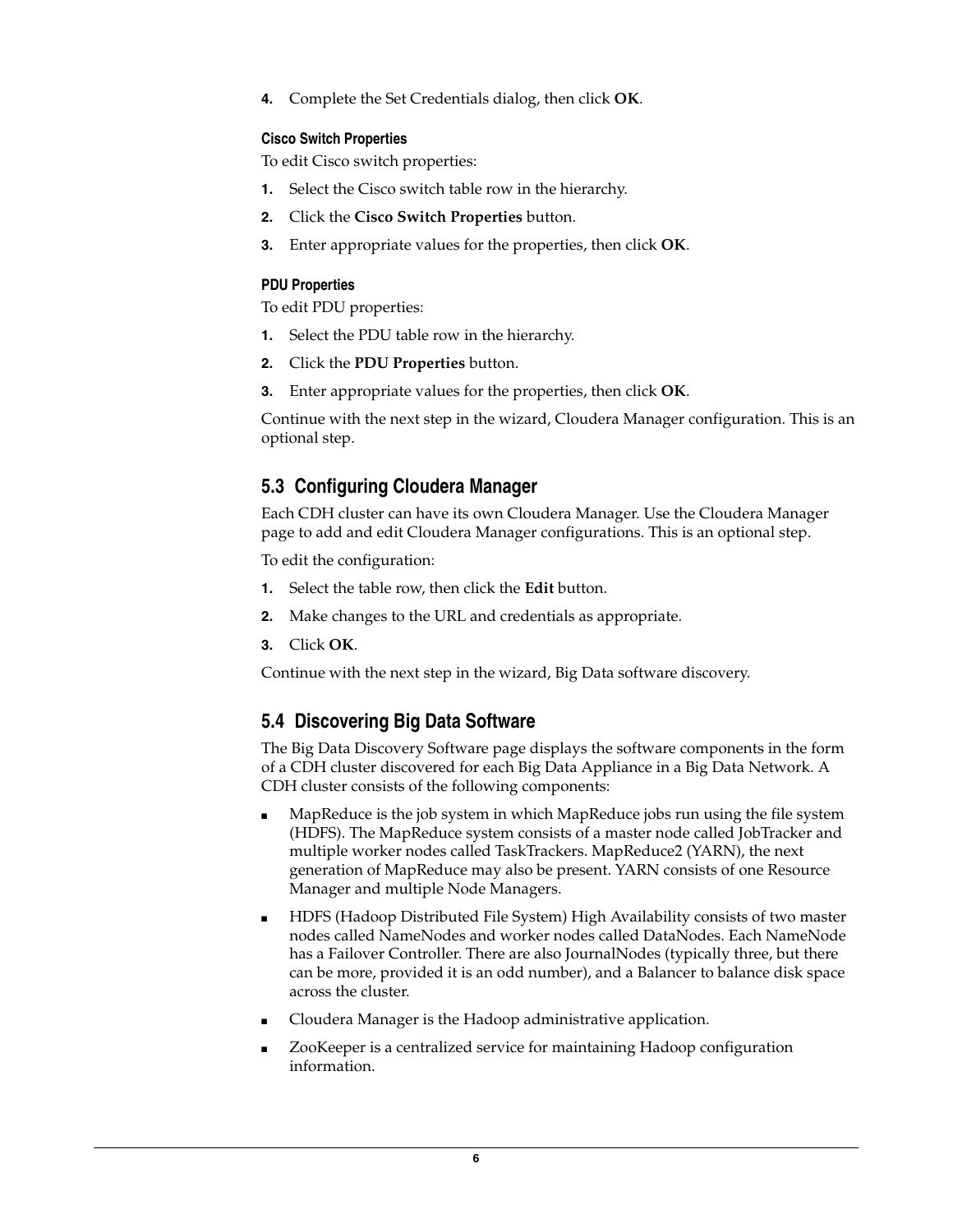4. Complete the Set Credentials dialog, then click **OK**.

#### Cisco Switch Properties

To edit Cisco switch properties:

1. Select the Cisco switch table row in the hierarchy.
2. Click the **Cisco Switch Properties** button.
3. Enter appropriate values for the properties, then click **OK**.

#### PDU Properties

To edit PDU properties:

1. Select the PDU table row in the hierarchy.
2. Click the **PDU Properties** button.
3. Enter appropriate values for the properties, then click **OK**.

Continue with the next step in the wizard, Cloudera Manager configuration. This is an optional step.

## 5.3 Configuring Cloudera Manager

Each CDH cluster can have its own Cloudera Manager. Use the Cloudera Manager page to add and edit Cloudera Manager configurations. This is an optional step.

To edit the configuration:

1. Select the table row, then click the **Edit** button.
2. Make changes to the URL and credentials as appropriate.
3. Click **OK**.

Continue with the next step in the wizard, Big Data software discovery.

## 5.4 Discovering Big Data Software

The Big Data Discovery Software page displays the software components in the form of a CDH cluster discovered for each Big Data Appliance in a Big Data Network. A CDH cluster consists of the following components:

- MapReduce is the job system in which MapReduce jobs run using the file system (HDFS). The MapReduce system consists of a master node called JobTracker and multiple worker nodes called TaskTrackers. MapReduce2 (YARN), the next generation of MapReduce may also be present. YARN consists of one Resource Manager and multiple Node Managers.
- HDFS (Hadoop Distributed File System) High Availability consists of two master nodes called NameNodes and worker nodes called DataNodes. Each NameNode has a Failover Controller. There are also JournalNodes (typically three, but there can be more, provided it is an odd number), and a Balancer to balance disk space across the cluster.
- Cloudera Manager is the Hadoop administrative application.
- ZooKeeper is a centralized service for maintaining Hadoop configuration information.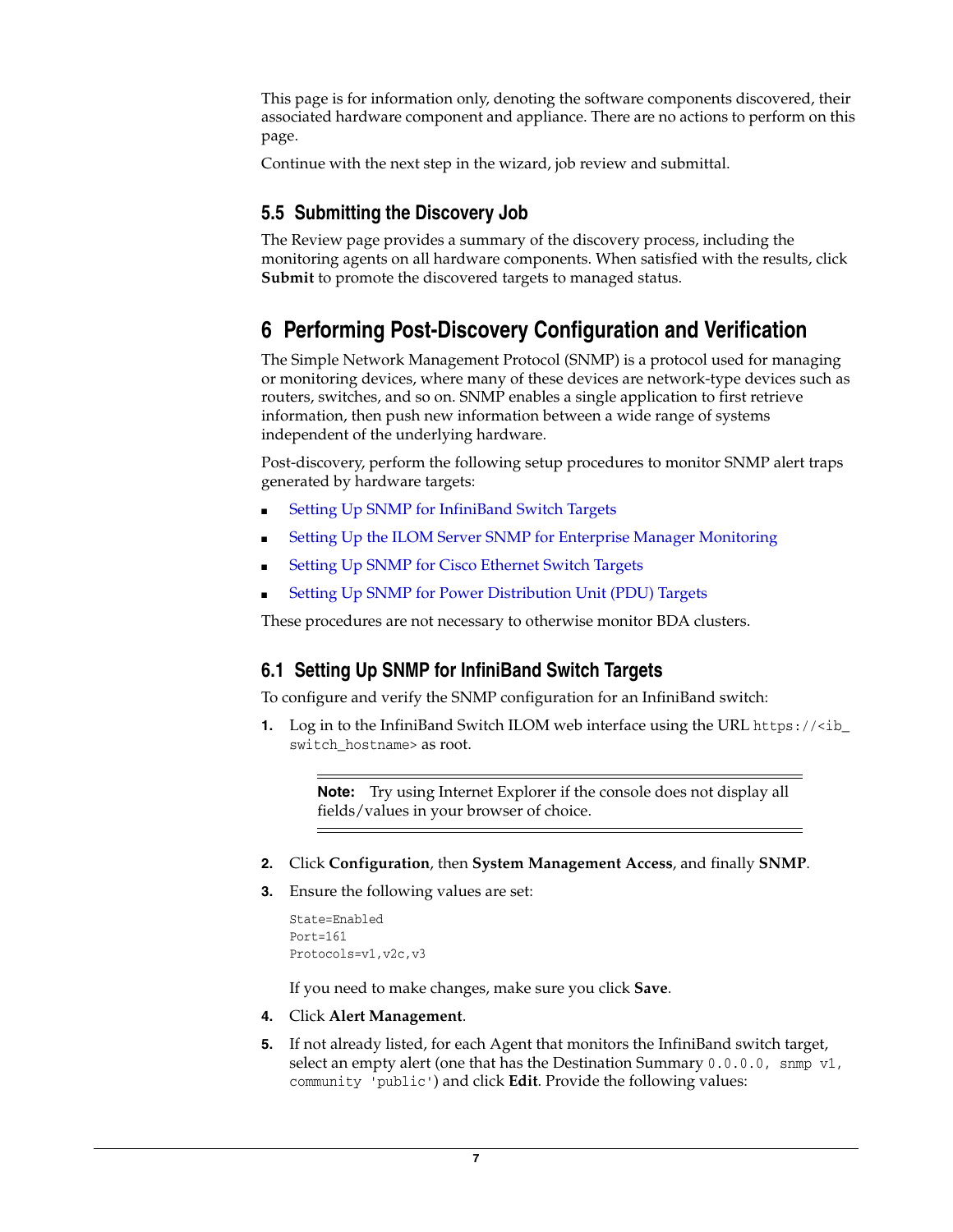This page is for information only, denoting the software components discovered, their associated hardware component and appliance. There are no actions to perform on this page.

Continue with the next step in the wizard, job review and submittal.

## 5.5 Submitting the Discovery Job

The Review page provides a summary of the discovery process, including the monitoring agents on all hardware components. When satisfied with the results, click **Submit** to promote the discovered targets to managed status.

# 6 Performing Post-Discovery Configuration and Verification

The Simple Network Management Protocol (SNMP) is a protocol used for managing or monitoring devices, where many of these devices are network-type devices such as routers, switches, and so on. SNMP enables a single application to first retrieve information, then push new information between a wide range of systems independent of the underlying hardware.

Post-discovery, perform the following setup procedures to monitor SNMP alert traps generated by hardware targets:

- Setting Up SNMP for InfiniBand Switch Targets
- Setting Up the ILOM Server SNMP for Enterprise Manager Monitoring
- Setting Up SNMP for Cisco Ethernet Switch Targets
- Setting Up SNMP for Power Distribution Unit (PDU) Targets

These procedures are not necessary to otherwise monitor BDA clusters.

## 6.1 Setting Up SNMP for InfiniBand Switch Targets

To configure and verify the SNMP configuration for an InfiniBand switch:

1. Log in to the InfiniBand Switch ILOM web interface using the URL `https://<ib_switch_hostname>` as root.

   > **Note:** Try using Internet Explorer if the console does not display all fields/values in your browser of choice.

2. Click **Configuration**, then **System Management Access**, and finally **SNMP**.
3. Ensure the following values are set:

   ```
   State=Enabled
   Port=161
   Protocols=v1,v2c,v3
   ```

   If you need to make changes, make sure you click **Save**.

4. Click **Alert Management**.
5. If not already listed, for each Agent that monitors the InfiniBand switch target, select an empty alert (one that has the Destination Summary `0.0.0.0, snmp v1, community 'public'`) and click **Edit**. Provide the following values: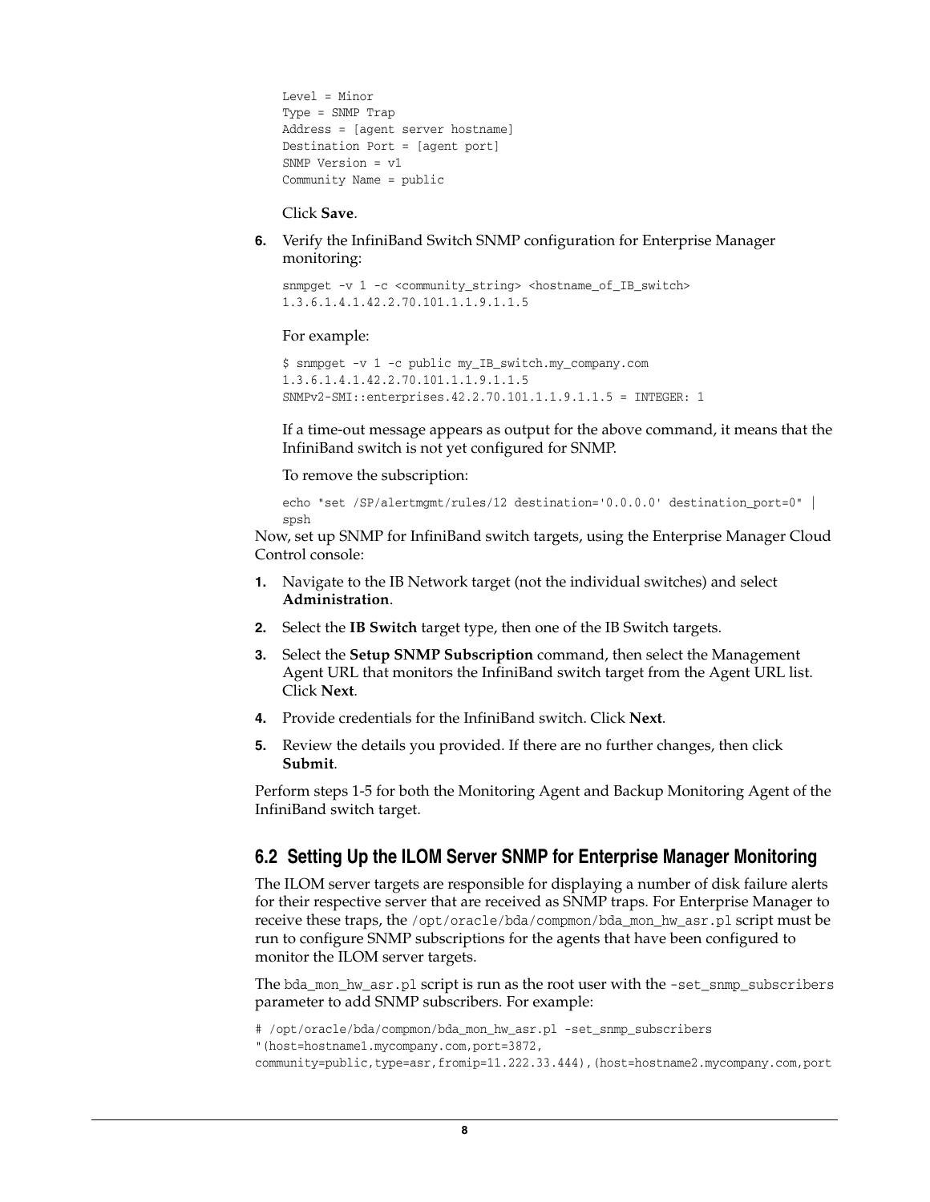```
Level = Minor
Type = SNMP Trap
Address = [agent server hostname]
Destination Port = [agent port]
SNMP Version = v1
Community Name = public
```

Click **Save**.

6. Verify the InfiniBand Switch SNMP configuration for Enterprise Manager monitoring:

   ```
   snmpget -v 1 -c <community_string> <hostname_of_IB_switch>
   1.3.6.1.4.1.42.2.70.101.1.1.9.1.1.5
   ```

   For example:

   ```
   $ snmpget -v 1 -c public my_IB_switch.my_company.com
   1.3.6.1.4.1.42.2.70.101.1.1.9.1.1.5
   SNMPv2-SMI::enterprises.42.2.70.101.1.1.9.1.1.5 = INTEGER: 1
   ```

   If a time-out message appears as output for the above command, it means that the InfiniBand switch is not yet configured for SNMP.

   To remove the subscription:

   ```
   echo "set /SP/alertmgmt/rules/12 destination='0.0.0.0' destination_port=0" |
   spsh
   ```

Now, set up SNMP for InfiniBand switch targets, using the Enterprise Manager Cloud Control console:

1. Navigate to the IB Network target (not the individual switches) and select **Administration**.
2. Select the **IB Switch** target type, then one of the IB Switch targets.
3. Select the **Setup SNMP Subscription** command, then select the Management Agent URL that monitors the InfiniBand switch target from the Agent URL list. Click **Next**.
4. Provide credentials for the InfiniBand switch. Click **Next**.
5. Review the details you provided. If there are no further changes, then click **Submit**.

Perform steps 1-5 for both the Monitoring Agent and Backup Monitoring Agent of the InfiniBand switch target.

## 6.2 Setting Up the ILOM Server SNMP for Enterprise Manager Monitoring

The ILOM server targets are responsible for displaying a number of disk failure alerts for their respective server that are received as SNMP traps. For Enterprise Manager to receive these traps, the `/opt/oracle/bda/compmon/bda_mon_hw_asr.pl` script must be run to configure SNMP subscriptions for the agents that have been configured to monitor the ILOM server targets.

The `bda_mon_hw_asr.pl` script is run as the root user with the `-set_snmp_subscribers` parameter to add SNMP subscribers. For example:

```
# /opt/oracle/bda/compmon/bda_mon_hw_asr.pl -set_snmp_subscribers
"(host=hostname1.mycompany.com,port=3872,
community=public,type=asr,fromip=11.222.33.444),(host=hostname2.mycompany.com,port
```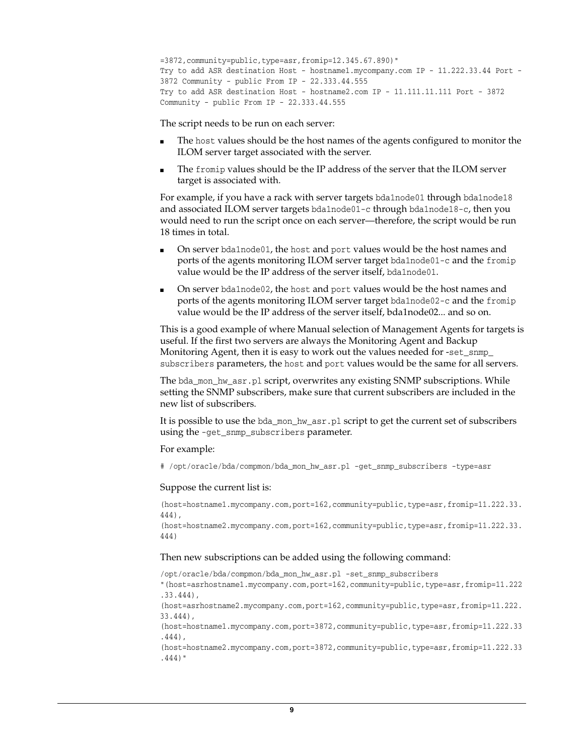```
=3872,community=public,type=asr,fromip=12.345.67.890)"
Try to add ASR destination Host - hostname1.mycompany.com IP - 11.222.33.44 Port -
3872 Community - public From IP - 22.333.44.555
Try to add ASR destination Host - hostname2.com IP - 11.111.11.111 Port - 3872
Community - public From IP - 22.333.44.555
```

The script needs to be run on each server:

- The `host` values should be the host names of the agents configured to monitor the ILOM server target associated with the server.
- The `fromip` values should be the IP address of the server that the ILOM server target is associated with.

For example, if you have a rack with server targets `bda1node01` through `bda1node18` and associated ILOM server targets `bda1node01-c` through `bda1node18-c`, then you would need to run the script once on each server—therefore, the script would be run 18 times in total.

- On server `bda1node01`, the `host` and `port` values would be the host names and ports of the agents monitoring ILOM server target `bda1node01-c` and the `fromip` value would be the IP address of the server itself, `bda1node01`.
- On server `bda1node02`, the `host` and `port` values would be the host names and ports of the agents monitoring ILOM server target `bda1node02-c` and the `fromip` value would be the IP address of the server itself, bda1node02... and so on.

This is a good example of where Manual selection of Management Agents for targets is useful. If the first two servers are always the Monitoring Agent and Backup Monitoring Agent, then it is easy to work out the values needed for `-set_snmp_subscribers` parameters, the `host` and `port` values would be the same for all servers.

The `bda_mon_hw_asr.pl` script, overwrites any existing SNMP subscriptions. While setting the SNMP subscribers, make sure that current subscribers are included in the new list of subscribers.

It is possible to use the `bda_mon_hw_asr.pl` script to get the current set of subscribers using the `-get_snmp_subscribers` parameter.

For example:

```
# /opt/oracle/bda/compmon/bda_mon_hw_asr.pl -get_snmp_subscribers -type=asr
```

Suppose the current list is:

```
(host=hostname1.mycompany.com,port=162,community=public,type=asr,fromip=11.222.33.
444),
(host=hostname2.mycompany.com,port=162,community=public,type=asr,fromip=11.222.33.
444)
```

Then new subscriptions can be added using the following command:

```
/opt/oracle/bda/compmon/bda_mon_hw_asr.pl -set_snmp_subscribers
"(host=asrhostname1.mycompany.com,port=162,community=public,type=asr,fromip=11.222
.33.444),
(host=asrhostname2.mycompany.com,port=162,community=public,type=asr,fromip=11.222.
33.444),
(host=hostname1.mycompany.com,port=3872,community=public,type=asr,fromip=11.222.33
.444),
(host=hostname2.mycompany.com,port=3872,community=public,type=asr,fromip=11.222.33
.444)"
```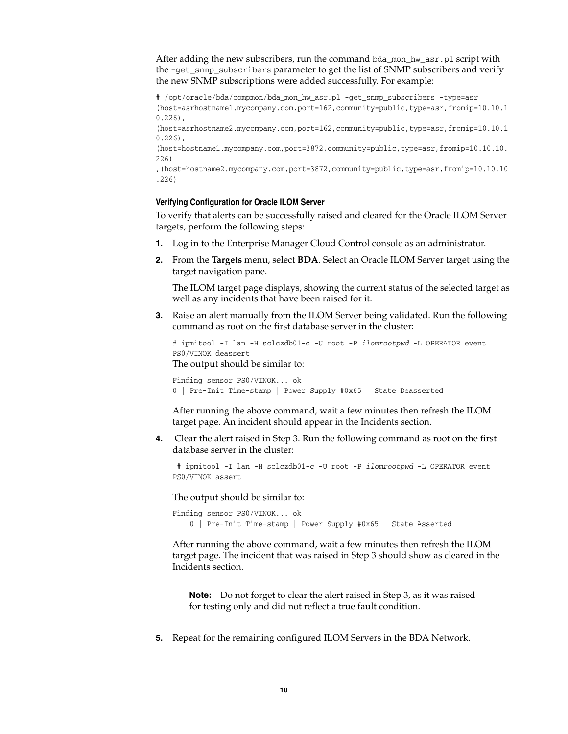After adding the new subscribers, run the command `bda_mon_hw_asr.pl` script with the `-get_snmp_subscribers` parameter to get the list of SNMP subscribers and verify the new SNMP subscriptions were added successfully. For example:

```
# /opt/oracle/bda/compmon/bda_mon_hw_asr.pl -get_snmp_subscribers -type=asr
(host=asrhostname1.mycompany.com,port=162,community=public,type=asr,fromip=10.10.1
0.226),
(host=asrhostname2.mycompany.com,port=162,community=public,type=asr,fromip=10.10.1
0.226),
(host=hostname1.mycompany.com,port=3872,community=public,type=asr,fromip=10.10.10.
226)
,(host=hostname2.mycompany.com,port=3872,community=public,type=asr,fromip=10.10.10
.226)
```

#### Verifying Configuration for Oracle ILOM Server

To verify that alerts can be successfully raised and cleared for the Oracle ILOM Server targets, perform the following steps:

1. Log in to the Enterprise Manager Cloud Control console as an administrator.
2. From the **Targets** menu, select **BDA**. Select an Oracle ILOM Server target using the target navigation pane.

   The ILOM target page displays, showing the current status of the selected target as well as any incidents that have been raised for it.
3. Raise an alert manually from the ILOM Server being validated. Run the following command as root on the first database server in the cluster:

   ```
   # ipmitool -I lan -H sclczdb01-c -U root -P ilomrootpwd -L OPERATOR event
   PS0/VINOK deassert
   ```

   The output should be similar to:

   ```
   Finding sensor PS0/VINOK... ok
   0 | Pre-Init Time-stamp | Power Supply #0x65 | State Deasserted
   ```

   After running the above command, wait a few minutes then refresh the ILOM target page. An incident should appear in the Incidents section.
4. Clear the alert raised in Step 3. Run the following command as root on the first database server in the cluster:

   ```
    # ipmitool -I lan -H sclczdb01-c -U root -P ilomrootpwd -L OPERATOR event
   PS0/VINOK assert
   ```

   The output should be similar to:

   ```
   Finding sensor PS0/VINOK... ok
       0 | Pre-Init Time-stamp | Power Supply #0x65 | State Asserted
   ```

   After running the above command, wait a few minutes then refresh the ILOM target page. The incident that was raised in Step 3 should show as cleared in the Incidents section.

   > **Note:** Do not forget to clear the alert raised in Step 3, as it was raised for testing only and did not reflect a true fault condition.

5. Repeat for the remaining configured ILOM Servers in the BDA Network.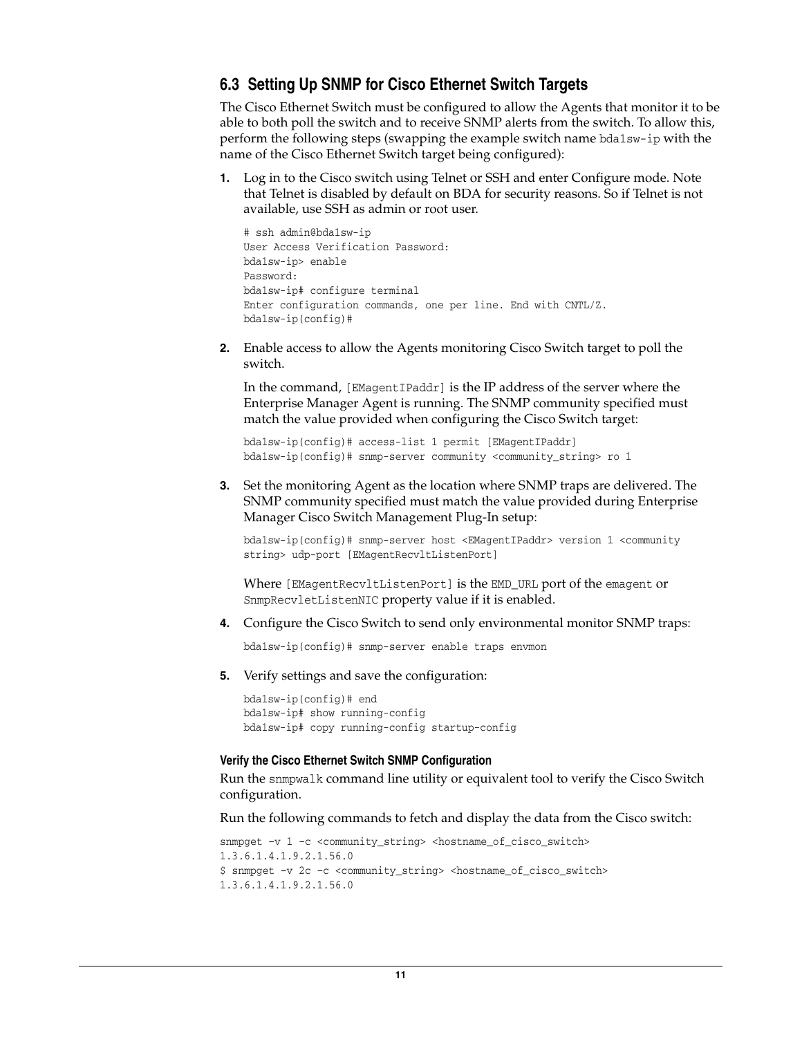## 6.3 Setting Up SNMP for Cisco Ethernet Switch Targets

The Cisco Ethernet Switch must be configured to allow the Agents that monitor it to be able to both poll the switch and to receive SNMP alerts from the switch. To allow this, perform the following steps (swapping the example switch name `bda1sw-ip` with the name of the Cisco Ethernet Switch target being configured):

1. Log in to the Cisco switch using Telnet or SSH and enter Configure mode. Note that Telnet is disabled by default on BDA for security reasons. So if Telnet is not available, use SSH as admin or root user.

   ```
   # ssh admin@bda1sw-ip
   User Access Verification Password:
   bda1sw-ip> enable
   Password:
   bda1sw-ip# configure terminal
   Enter configuration commands, one per line. End with CNTL/Z.
   bda1sw-ip(config)#
   ```

2. Enable access to allow the Agents monitoring Cisco Switch target to poll the switch.

   In the command, `[EMagentIPaddr]` is the IP address of the server where the Enterprise Manager Agent is running. The SNMP community specified must match the value provided when configuring the Cisco Switch target:

   ```
   bda1sw-ip(config)# access-list 1 permit [EMagentIPaddr]
   bda1sw-ip(config)# snmp-server community <community_string> ro 1
   ```

3. Set the monitoring Agent as the location where SNMP traps are delivered. The SNMP community specified must match the value provided during Enterprise Manager Cisco Switch Management Plug-In setup:

   ```
   bda1sw-ip(config)# snmp-server host <EMagentIPaddr> version 1 <community
   string> udp-port [EMagentRecvltListenPort]
   ```

   Where `[EMagentRecvltListenPort]` is the `EMD_URL` port of the `emagent` or `SnmpRecvletListenNIC` property value if it is enabled.

4. Configure the Cisco Switch to send only environmental monitor SNMP traps:

   ```
   bda1sw-ip(config)# snmp-server enable traps envmon
   ```

5. Verify settings and save the configuration:

   ```
   bda1sw-ip(config)# end
   bda1sw-ip# show running-config
   bda1sw-ip# copy running-config startup-config
   ```

#### Verify the Cisco Ethernet Switch SNMP Configuration

Run the `snmpwalk` command line utility or equivalent tool to verify the Cisco Switch configuration.

Run the following commands to fetch and display the data from the Cisco switch:

```
snmpget -v 1 -c <community_string> <hostname_of_cisco_switch>
1.3.6.1.4.1.9.2.1.56.0
$ snmpget -v 2c -c <community_string> <hostname_of_cisco_switch>
1.3.6.1.4.1.9.2.1.56.0
```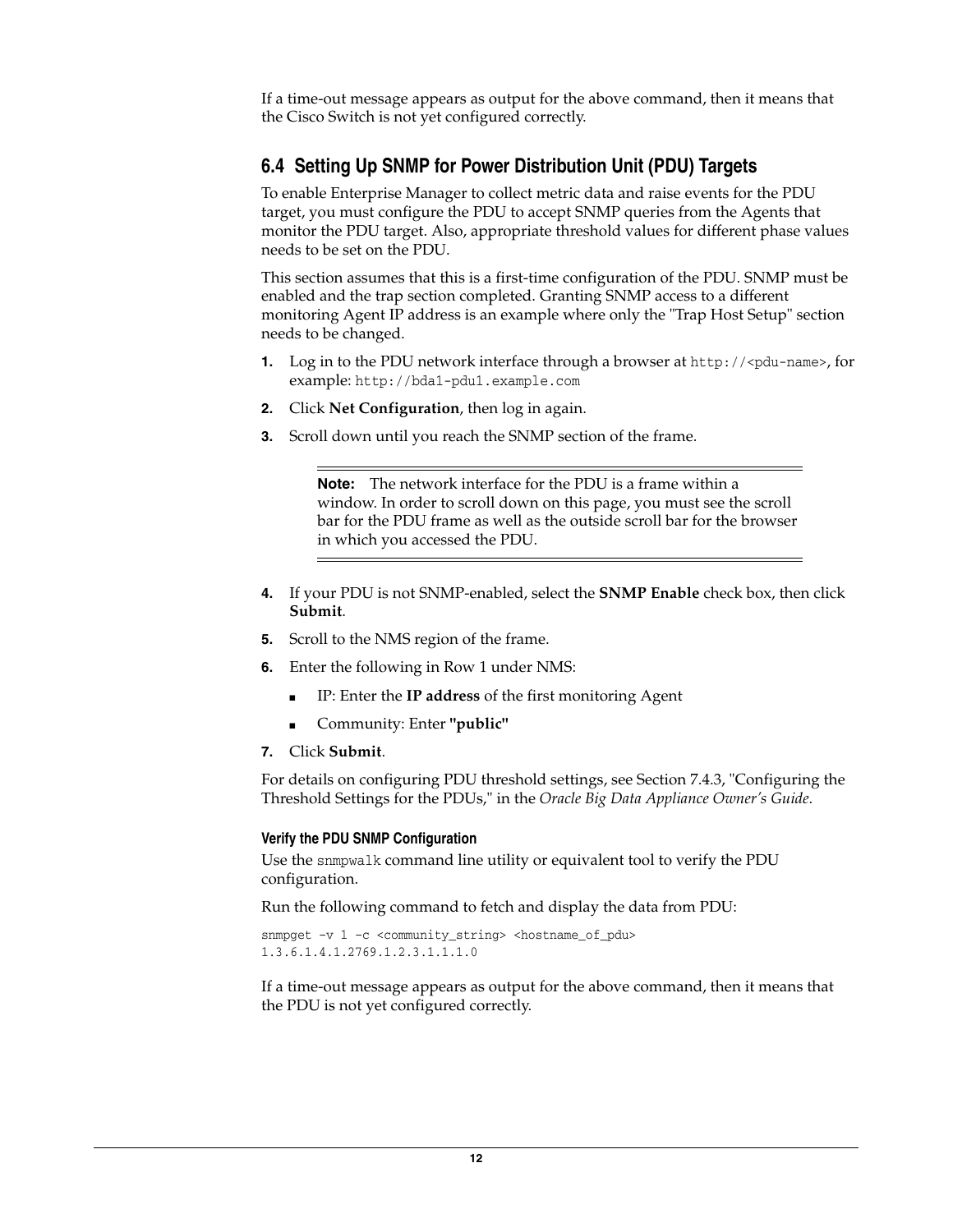If a time-out message appears as output for the above command, then it means that the Cisco Switch is not yet configured correctly.

## 6.4 Setting Up SNMP for Power Distribution Unit (PDU) Targets

To enable Enterprise Manager to collect metric data and raise events for the PDU target, you must configure the PDU to accept SNMP queries from the Agents that monitor the PDU target. Also, appropriate threshold values for different phase values needs to be set on the PDU.

This section assumes that this is a first-time configuration of the PDU. SNMP must be enabled and the trap section completed. Granting SNMP access to a different monitoring Agent IP address is an example where only the "Trap Host Setup" section needs to be changed.

1. Log in to the PDU network interface through a browser at `http://<pdu-name>`, for example: `http://bda1-pdu1.example.com`
2. Click **Net Configuration**, then log in again.
3. Scroll down until you reach the SNMP section of the frame.

> **Note:** The network interface for the PDU is a frame within a window. In order to scroll down on this page, you must see the scroll bar for the PDU frame as well as the outside scroll bar for the browser in which you accessed the PDU.

4. If your PDU is not SNMP-enabled, select the **SNMP Enable** check box, then click **Submit**.
5. Scroll to the NMS region of the frame.
6. Enter the following in Row 1 under NMS:
   - IP: Enter the **IP address** of the first monitoring Agent
   - Community: Enter **"public"**
7. Click **Submit**.

For details on configuring PDU threshold settings, see Section 7.4.3, "Configuring the Threshold Settings for the PDUs," in the *Oracle Big Data Appliance Owner's Guide*.

#### Verify the PDU SNMP Configuration

Use the `snmpwalk` command line utility or equivalent tool to verify the PDU configuration.

Run the following command to fetch and display the data from PDU:

```
snmpget -v 1 -c <community_string> <hostname_of_pdu>
1.3.6.1.4.1.2769.1.2.3.1.1.1.0
```

If a time-out message appears as output for the above command, then it means that the PDU is not yet configured correctly.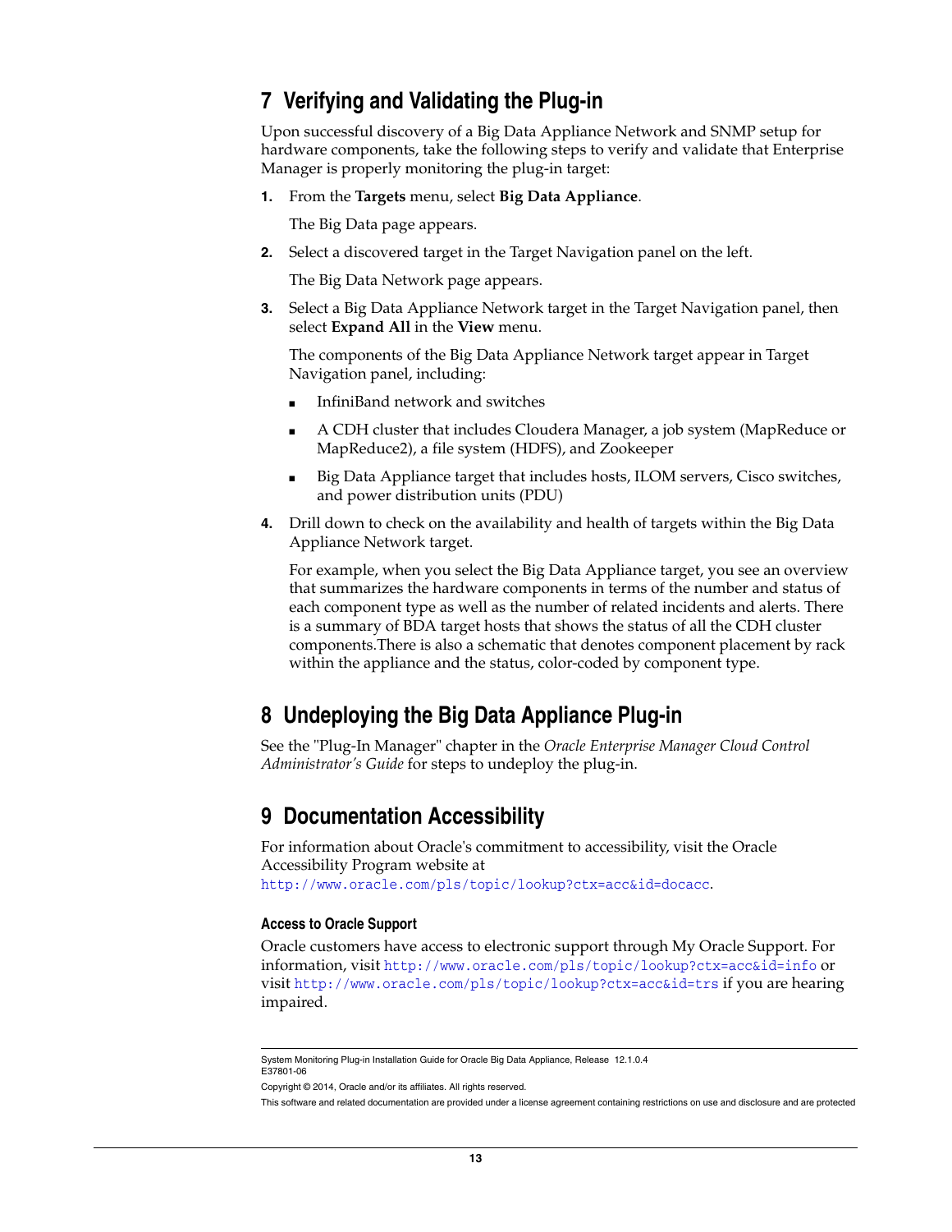# 7 Verifying and Validating the Plug-in

Upon successful discovery of a Big Data Appliance Network and SNMP setup for hardware components, take the following steps to verify and validate that Enterprise Manager is properly monitoring the plug-in target:

1. From the **Targets** menu, select **Big Data Appliance**.

   The Big Data page appears.

2. Select a discovered target in the Target Navigation panel on the left.

   The Big Data Network page appears.

3. Select a Big Data Appliance Network target in the Target Navigation panel, then select **Expand All** in the **View** menu.

   The components of the Big Data Appliance Network target appear in Target Navigation panel, including:

   - InfiniBand network and switches
   - A CDH cluster that includes Cloudera Manager, a job system (MapReduce or MapReduce2), a file system (HDFS), and Zookeeper
   - Big Data Appliance target that includes hosts, ILOM servers, Cisco switches, and power distribution units (PDU)

4. Drill down to check on the availability and health of targets within the Big Data Appliance Network target.

   For example, when you select the Big Data Appliance target, you see an overview that summarizes the hardware components in terms of the number and status of each component type as well as the number of related incidents and alerts. There is a summary of BDA target hosts that shows the status of all the CDH cluster components.There is also a schematic that denotes component placement by rack within the appliance and the status, color-coded by component type.

# 8 Undeploying the Big Data Appliance Plug-in

See the "Plug-In Manager" chapter in the *Oracle Enterprise Manager Cloud Control Administrator's Guide* for steps to undeploy the plug-in.

# 9 Documentation Accessibility

For information about Oracle's commitment to accessibility, visit the Oracle Accessibility Program website at `http://www.oracle.com/pls/topic/lookup?ctx=acc&id=docacc`.

### Access to Oracle Support

Oracle customers have access to electronic support through My Oracle Support. For information, visit `http://www.oracle.com/pls/topic/lookup?ctx=acc&id=info` or visit `http://www.oracle.com/pls/topic/lookup?ctx=acc&id=trs` if you are hearing impaired.

---

System Monitoring Plug-in Installation Guide for Oracle Big Data Appliance, Release 12.1.0.4
E37801-06

Copyright © 2014, Oracle and/or its affiliates. All rights reserved.

This software and related documentation are provided under a license agreement containing restrictions on use and disclosure and are protected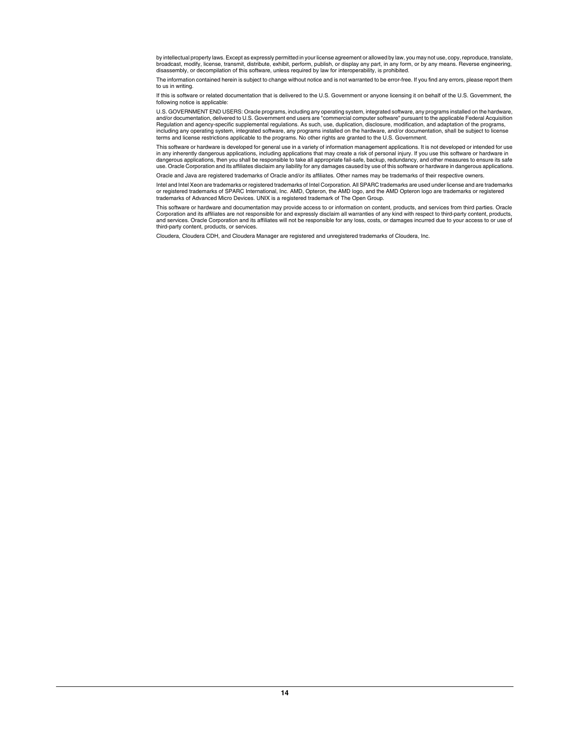by intellectual property laws. Except as expressly permitted in your license agreement or allowed by law, you may not use, copy, reproduce, translate, broadcast, modify, license, transmit, distribute, exhibit, perform, publish, or display any part, in any form, or by any means. Reverse engineering, disassembly, or decompilation of this software, unless required by law for interoperability, is prohibited.

The information contained herein is subject to change without notice and is not warranted to be error-free. If you find any errors, please report them to us in writing.

If this is software or related documentation that is delivered to the U.S. Government or anyone licensing it on behalf of the U.S. Government, the following notice is applicable:

U.S. GOVERNMENT END USERS: Oracle programs, including any operating system, integrated software, any programs installed on the hardware, and/or documentation, delivered to U.S. Government end users are "commercial computer software" pursuant to the applicable Federal Acquisition Regulation and agency-specific supplemental regulations. As such, use, duplication, disclosure, modification, and adaptation of the programs, including any operating system, integrated software, any programs installed on the hardware, and/or documentation, shall be subject to license terms and license restrictions applicable to the programs. No other rights are granted to the U.S. Government.

This software or hardware is developed for general use in a variety of information management applications. It is not developed or intended for use in any inherently dangerous applications, including applications that may create a risk of personal injury. If you use this software or hardware in dangerous applications, then you shall be responsible to take all appropriate fail-safe, backup, redundancy, and other measures to ensure its safe use. Oracle Corporation and its affiliates disclaim any liability for any damages caused by use of this software or hardware in dangerous applications.

Oracle and Java are registered trademarks of Oracle and/or its affiliates. Other names may be trademarks of their respective owners.

Intel and Intel Xeon are trademarks or registered trademarks of Intel Corporation. All SPARC trademarks are used under license and are trademarks or registered trademarks of SPARC International, Inc. AMD, Opteron, the AMD logo, and the AMD Opteron logo are trademarks or registered trademarks of Advanced Micro Devices. UNIX is a registered trademark of The Open Group.

This software or hardware and documentation may provide access to or information on content, products, and services from third parties. Oracle Corporation and its affiliates are not responsible for and expressly disclaim all warranties of any kind with respect to third-party content, products, and services. Oracle Corporation and its affiliates will not be responsible for any loss, costs, or damages incurred due to your access to or use of third-party content, products, or services.

Cloudera, Cloudera CDH, and Cloudera Manager are registered and unregistered trademarks of Cloudera, Inc.